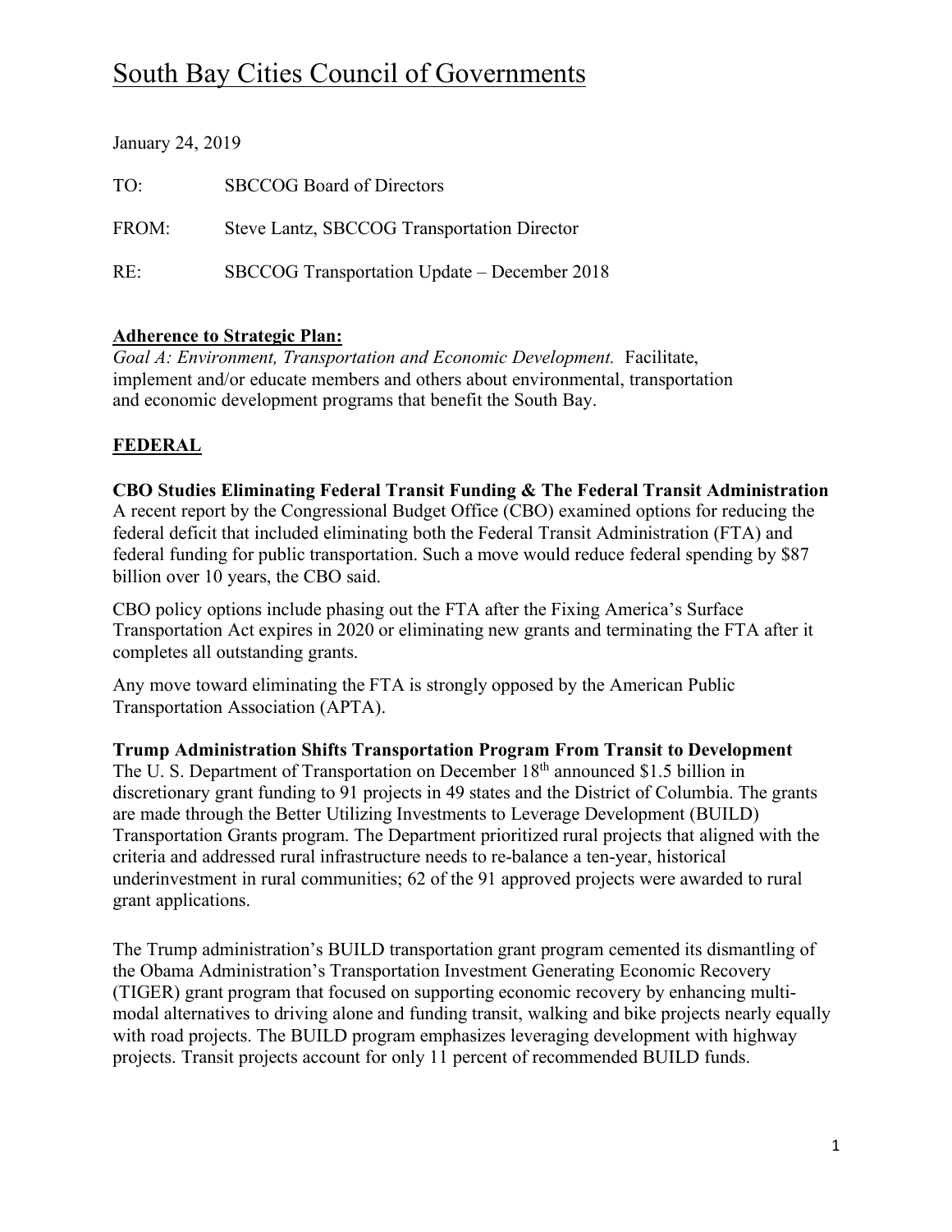# South Bay Cities Council of Governments

January 24, 2019

TO: SBCCOG Board of Directors

FROM: Steve Lantz, SBCCOG Transportation Director

RE: SBCCOG Transportation Update – December 2018

**Adherence to Strategic Plan:**

*Goal A: Environment, Transportation and Economic Development.* Facilitate, implement and/or educate members and others about environmental, transportation and economic development programs that benefit the South Bay.

## FEDERAL

**CBO Studies Eliminating Federal Transit Funding & The Federal Transit Administration**

A recent report by the Congressional Budget Office (CBO) examined options for reducing the federal deficit that included eliminating both the Federal Transit Administration (FTA) and federal funding for public transportation. Such a move would reduce federal spending by $87 billion over 10 years, the CBO said.

CBO policy options include phasing out the FTA after the Fixing America's Surface Transportation Act expires in 2020 or eliminating new grants and terminating the FTA after it completes all outstanding grants.

Any move toward eliminating the FTA is strongly opposed by the American Public Transportation Association (APTA).

**Trump Administration Shifts Transportation Program From Transit to Development**

The U. S. Department of Transportation on December 18th announced $1.5 billion in discretionary grant funding to 91 projects in 49 states and the District of Columbia. The grants are made through the Better Utilizing Investments to Leverage Development (BUILD) Transportation Grants program. The Department prioritized rural projects that aligned with the criteria and addressed rural infrastructure needs to re-balance a ten-year, historical underinvestment in rural communities; 62 of the 91 approved projects were awarded to rural grant applications.

The Trump administration's BUILD transportation grant program cemented its dismantling of the Obama Administration's Transportation Investment Generating Economic Recovery (TIGER) grant program that focused on supporting economic recovery by enhancing multi-modal alternatives to driving alone and funding transit, walking and bike projects nearly equally with road projects. The BUILD program emphasizes leveraging development with highway projects. Transit projects account for only 11 percent of recommended BUILD funds.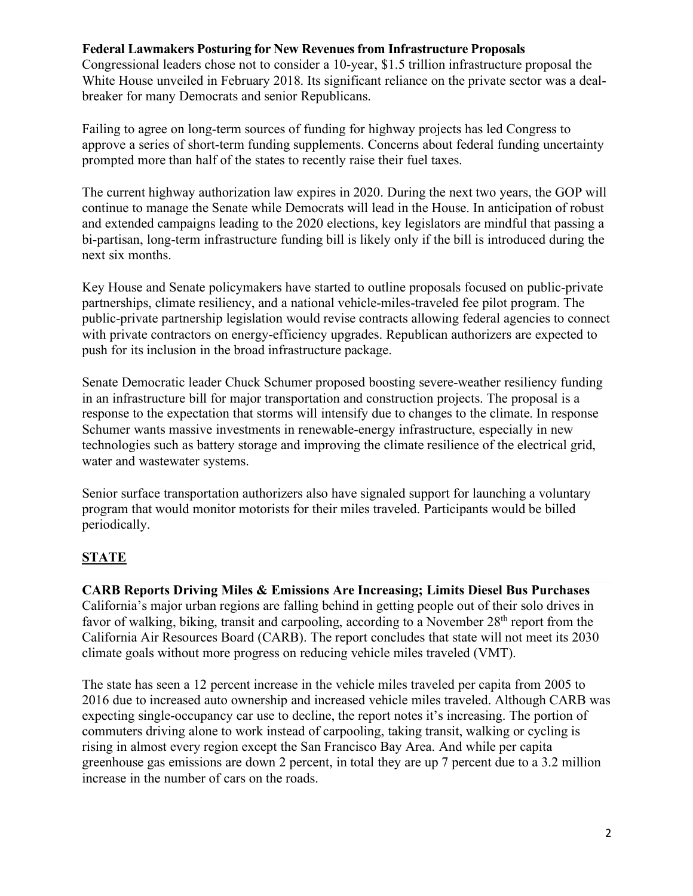**Federal Lawmakers Posturing for New Revenues from Infrastructure Proposals**

Congressional leaders chose not to consider a 10-year, $1.5 trillion infrastructure proposal the White House unveiled in February 2018. Its significant reliance on the private sector was a deal-breaker for many Democrats and senior Republicans.

Failing to agree on long-term sources of funding for highway projects has led Congress to approve a series of short-term funding supplements. Concerns about federal funding uncertainty prompted more than half of the states to recently raise their fuel taxes.

The current highway authorization law expires in 2020. During the next two years, the GOP will continue to manage the Senate while Democrats will lead in the House. In anticipation of robust and extended campaigns leading to the 2020 elections, key legislators are mindful that passing a bi-partisan, long-term infrastructure funding bill is likely only if the bill is introduced during the next six months.

Key House and Senate policymakers have started to outline proposals focused on public-private partnerships, climate resiliency, and a national vehicle-miles-traveled fee pilot program. The public-private partnership legislation would revise contracts allowing federal agencies to connect with private contractors on energy-efficiency upgrades. Republican authorizers are expected to push for its inclusion in the broad infrastructure package.

Senate Democratic leader Chuck Schumer proposed boosting severe-weather resiliency funding in an infrastructure bill for major transportation and construction projects. The proposal is a response to the expectation that storms will intensify due to changes to the climate. In response Schumer wants massive investments in renewable-energy infrastructure, especially in new technologies such as battery storage and improving the climate resilience of the electrical grid, water and wastewater systems.

Senior surface transportation authorizers also have signaled support for launching a voluntary program that would monitor motorists for their miles traveled. Participants would be billed periodically.

## STATE

**CARB Reports Driving Miles & Emissions Are Increasing; Limits Diesel Bus Purchases**

California's major urban regions are falling behind in getting people out of their solo drives in favor of walking, biking, transit and carpooling, according to a November 28th report from the California Air Resources Board (CARB). The report concludes that state will not meet its 2030 climate goals without more progress on reducing vehicle miles traveled (VMT).

The state has seen a 12 percent increase in the vehicle miles traveled per capita from 2005 to 2016 due to increased auto ownership and increased vehicle miles traveled. Although CARB was expecting single-occupancy car use to decline, the report notes it's increasing. The portion of commuters driving alone to work instead of carpooling, taking transit, walking or cycling is rising in almost every region except the San Francisco Bay Area. And while per capita greenhouse gas emissions are down 2 percent, in total they are up 7 percent due to a 3.2 million increase in the number of cars on the roads.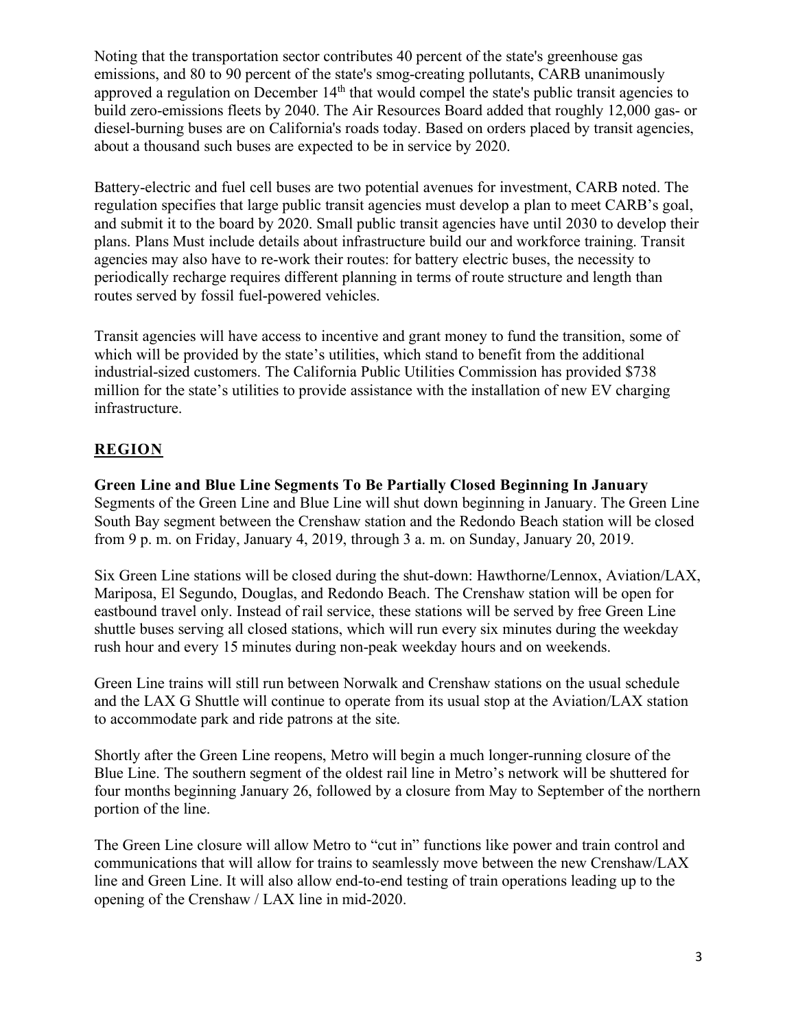Noting that the transportation sector contributes 40 percent of the state's greenhouse gas emissions, and 80 to 90 percent of the state's smog-creating pollutants, CARB unanimously approved a regulation on December 14th that would compel the state's public transit agencies to build zero-emissions fleets by 2040. The Air Resources Board added that roughly 12,000 gas- or diesel-burning buses are on California's roads today. Based on orders placed by transit agencies, about a thousand such buses are expected to be in service by 2020.

Battery-electric and fuel cell buses are two potential avenues for investment, CARB noted. The regulation specifies that large public transit agencies must develop a plan to meet CARB's goal, and submit it to the board by 2020. Small public transit agencies have until 2030 to develop their plans. Plans Must include details about infrastructure build our and workforce training. Transit agencies may also have to re-work their routes: for battery electric buses, the necessity to periodically recharge requires different planning in terms of route structure and length than routes served by fossil fuel-powered vehicles.

Transit agencies will have access to incentive and grant money to fund the transition, some of which will be provided by the state's utilities, which stand to benefit from the additional industrial-sized customers. The California Public Utilities Commission has provided $738 million for the state's utilities to provide assistance with the installation of new EV charging infrastructure.

## REGION

**Green Line and Blue Line Segments To Be Partially Closed Beginning In January**

Segments of the Green Line and Blue Line will shut down beginning in January. The Green Line South Bay segment between the Crenshaw station and the Redondo Beach station will be closed from 9 p. m. on Friday, January 4, 2019, through 3 a. m. on Sunday, January 20, 2019.

Six Green Line stations will be closed during the shut-down: Hawthorne/Lennox, Aviation/LAX, Mariposa, El Segundo, Douglas, and Redondo Beach. The Crenshaw station will be open for eastbound travel only. Instead of rail service, these stations will be served by free Green Line shuttle buses serving all closed stations, which will run every six minutes during the weekday rush hour and every 15 minutes during non-peak weekday hours and on weekends.

Green Line trains will still run between Norwalk and Crenshaw stations on the usual schedule and the LAX G Shuttle will continue to operate from its usual stop at the Aviation/LAX station to accommodate park and ride patrons at the site.

Shortly after the Green Line reopens, Metro will begin a much longer-running closure of the Blue Line. The southern segment of the oldest rail line in Metro's network will be shuttered for four months beginning January 26, followed by a closure from May to September of the northern portion of the line.

The Green Line closure will allow Metro to "cut in" functions like power and train control and communications that will allow for trains to seamlessly move between the new Crenshaw/LAX line and Green Line. It will also allow end-to-end testing of train operations leading up to the opening of the Crenshaw / LAX line in mid-2020.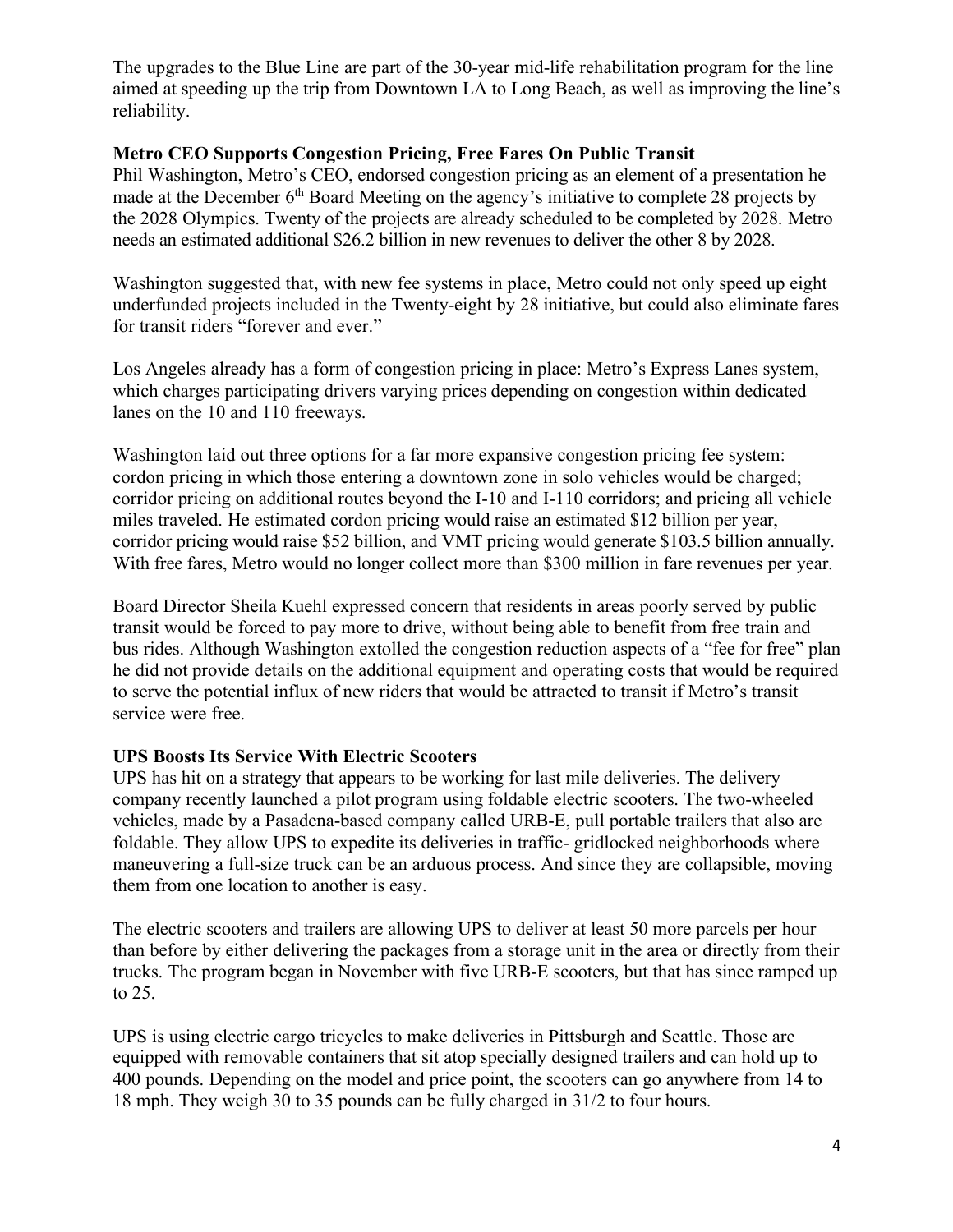The upgrades to the Blue Line are part of the 30-year mid-life rehabilitation program for the line aimed at speeding up the trip from Downtown LA to Long Beach, as well as improving the line's reliability.

**Metro CEO Supports Congestion Pricing, Free Fares On Public Transit**

Phil Washington, Metro's CEO, endorsed congestion pricing as an element of a presentation he made at the December 6th Board Meeting on the agency's initiative to complete 28 projects by the 2028 Olympics. Twenty of the projects are already scheduled to be completed by 2028. Metro needs an estimated additional $26.2 billion in new revenues to deliver the other 8 by 2028.

Washington suggested that, with new fee systems in place, Metro could not only speed up eight underfunded projects included in the Twenty-eight by 28 initiative, but could also eliminate fares for transit riders "forever and ever."

Los Angeles already has a form of congestion pricing in place: Metro's Express Lanes system, which charges participating drivers varying prices depending on congestion within dedicated lanes on the 10 and 110 freeways.

Washington laid out three options for a far more expansive congestion pricing fee system: cordon pricing in which those entering a downtown zone in solo vehicles would be charged; corridor pricing on additional routes beyond the I-10 and I-110 corridors; and pricing all vehicle miles traveled. He estimated cordon pricing would raise an estimated $12 billion per year, corridor pricing would raise $52 billion, and VMT pricing would generate $103.5 billion annually. With free fares, Metro would no longer collect more than $300 million in fare revenues per year.

Board Director Sheila Kuehl expressed concern that residents in areas poorly served by public transit would be forced to pay more to drive, without being able to benefit from free train and bus rides. Although Washington extolled the congestion reduction aspects of a "fee for free" plan he did not provide details on the additional equipment and operating costs that would be required to serve the potential influx of new riders that would be attracted to transit if Metro's transit service were free.

**UPS Boosts Its Service With Electric Scooters**

UPS has hit on a strategy that appears to be working for last mile deliveries. The delivery company recently launched a pilot program using foldable electric scooters. The two-wheeled vehicles, made by a Pasadena-based company called URB-E, pull portable trailers that also are foldable. They allow UPS to expedite its deliveries in traffic- gridlocked neighborhoods where maneuvering a full-size truck can be an arduous process. And since they are collapsible, moving them from one location to another is easy.

The electric scooters and trailers are allowing UPS to deliver at least 50 more parcels per hour than before by either delivering the packages from a storage unit in the area or directly from their trucks. The program began in November with five URB-E scooters, but that has since ramped up to 25.

UPS is using electric cargo tricycles to make deliveries in Pittsburgh and Seattle. Those are equipped with removable containers that sit atop specially designed trailers and can hold up to 400 pounds. Depending on the model and price point, the scooters can go anywhere from 14 to 18 mph. They weigh 30 to 35 pounds can be fully charged in 31/2 to four hours.